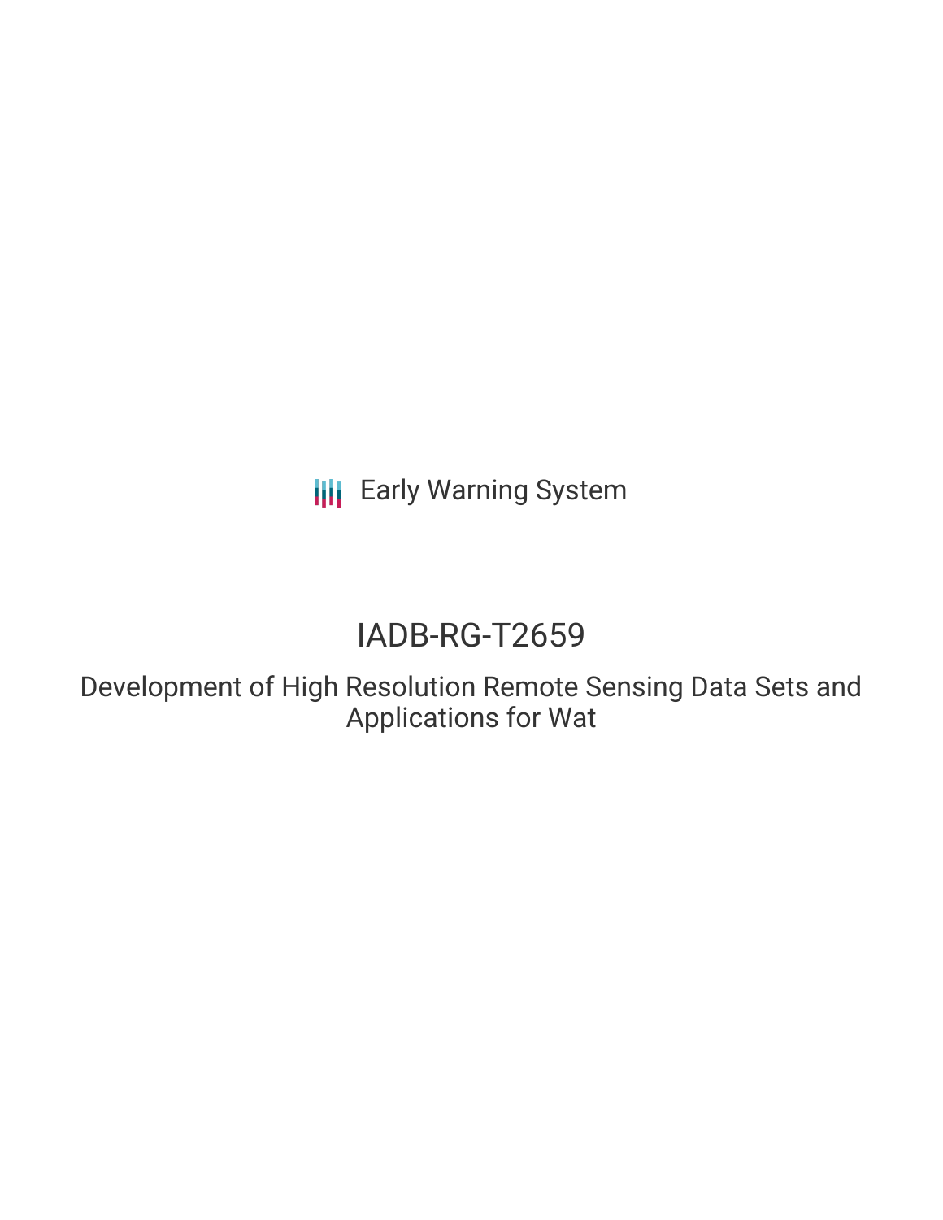Early Warning System

# IADB-RG-T2659

## Development of High Resolution Remote Sensing Data Sets and Applications for Wat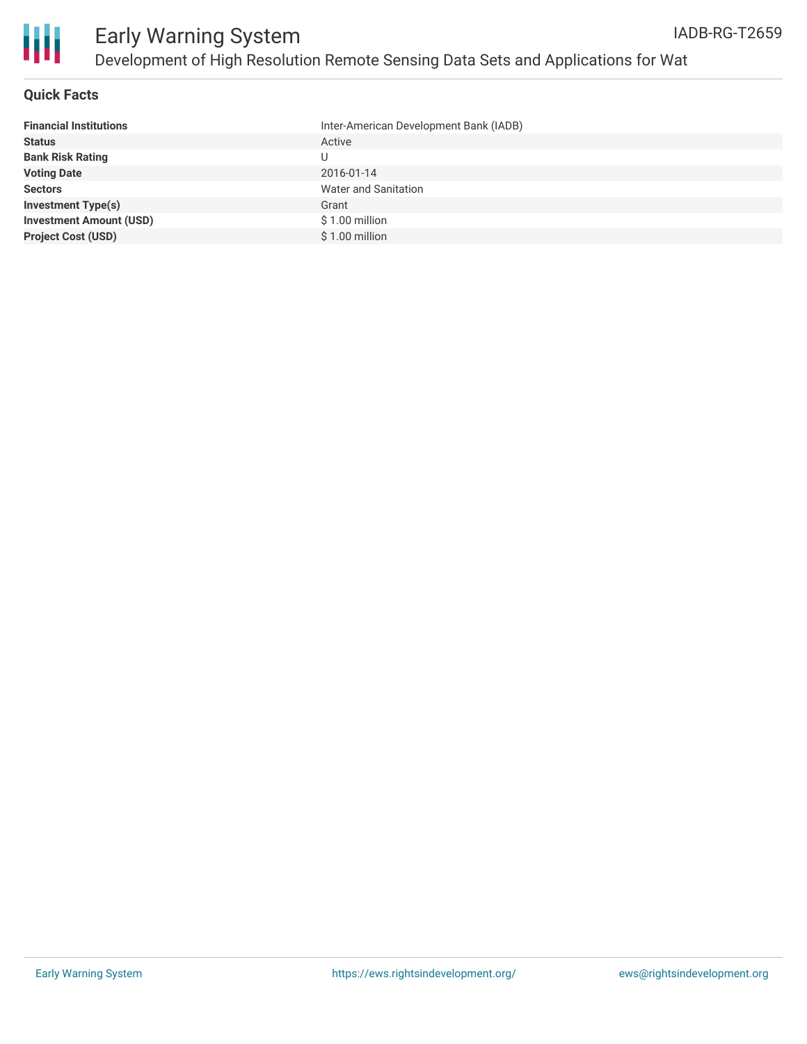## Quick Facts

| | |
|---|---|
| **Financial Institutions** | Inter-American Development Bank (IADB) |
| **Status** | Active |
| **Bank Risk Rating** | U |
| **Voting Date** | 2016-01-14 |
| **Sectors** | Water and Sanitation |
| **Investment Type(s)** | Grant |
| **Investment Amount (USD)** | $ 1.00 million |
| **Project Cost (USD)** | $ 1.00 million |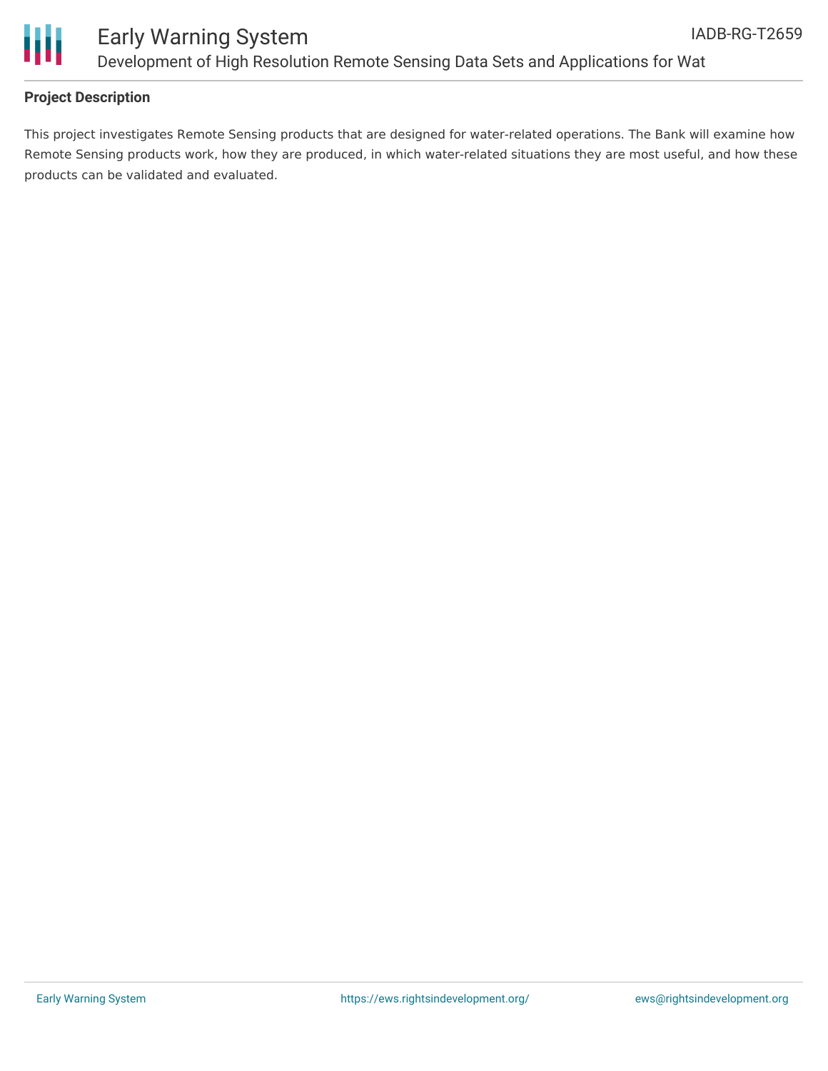## Project Description

This project investigates Remote Sensing products that are designed for water-related operations. The Bank will examine how Remote Sensing products work, how they are produced, in which water-related situations they are most useful, and how these products can be validated and evaluated.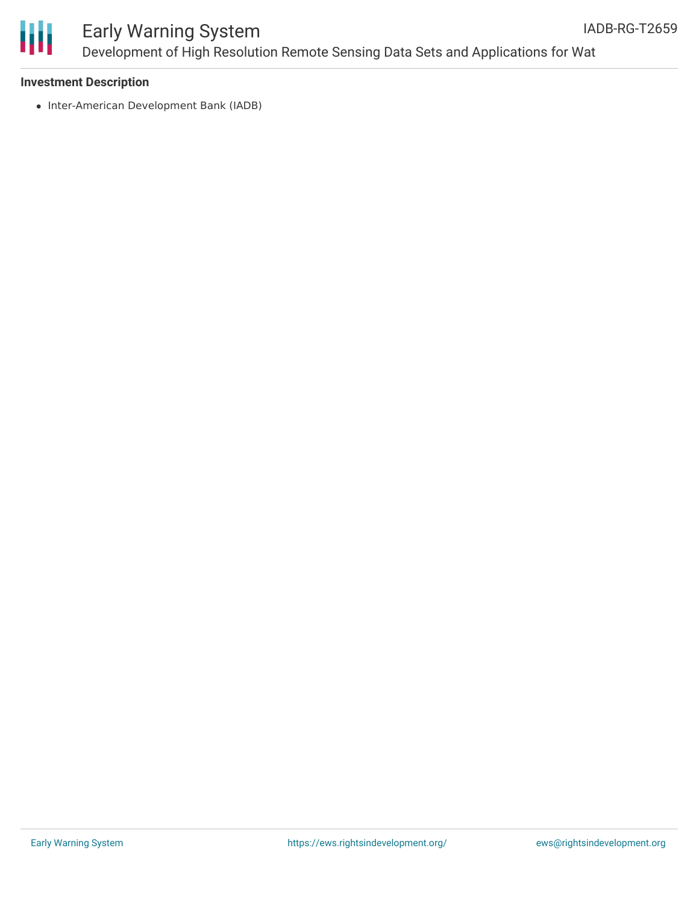**Investment Description**

- Inter-American Development Bank (IADB)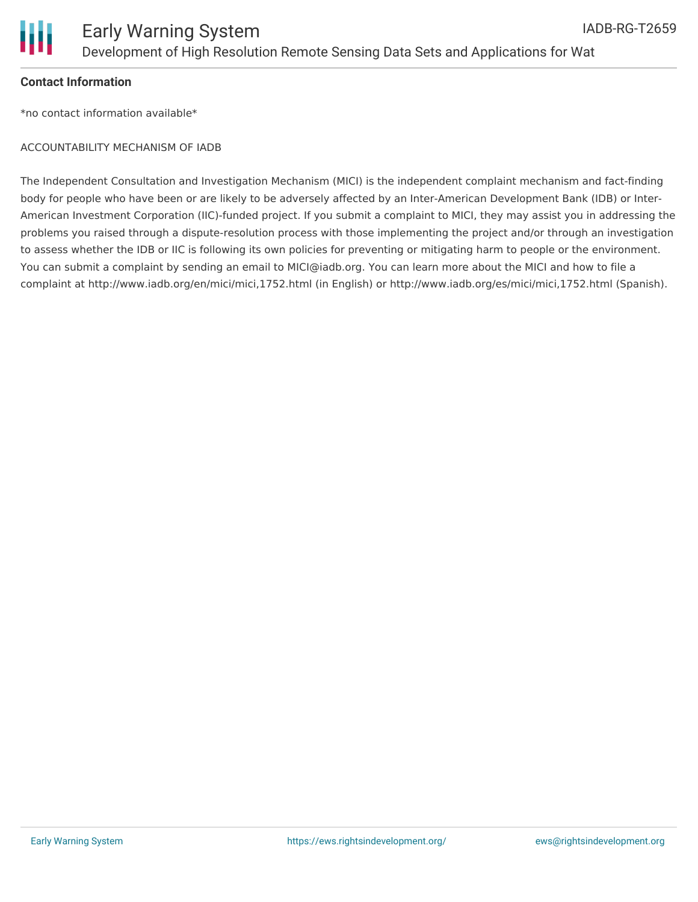**Contact Information**

*no contact information available*

ACCOUNTABILITY MECHANISM OF IADB

The Independent Consultation and Investigation Mechanism (MICI) is the independent complaint mechanism and fact-finding body for people who have been or are likely to be adversely affected by an Inter-American Development Bank (IDB) or Inter-American Investment Corporation (IIC)-funded project. If you submit a complaint to MICI, they may assist you in addressing the problems you raised through a dispute-resolution process with those implementing the project and/or through an investigation to assess whether the IDB or IIC is following its own policies for preventing or mitigating harm to people or the environment. You can submit a complaint by sending an email to MICI@iadb.org. You can learn more about the MICI and how to file a complaint at http://www.iadb.org/en/mici/mici,1752.html (in English) or http://www.iadb.org/es/mici/mici,1752.html (Spanish).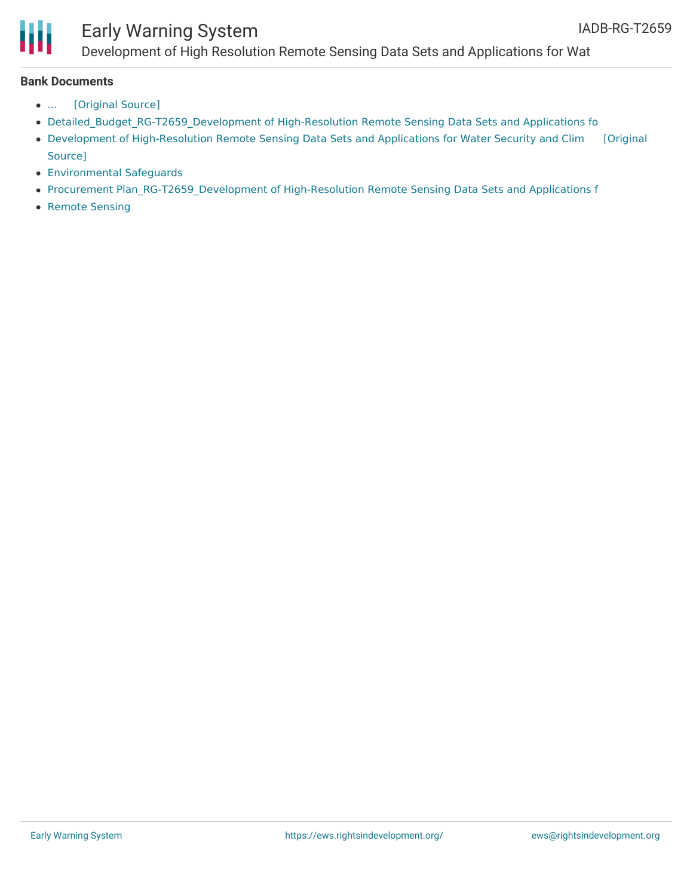**Bank Documents**

- ... [Original Source]
- Detailed_Budget_RG-T2659_Development of High-Resolution Remote Sensing Data Sets and Applications fo
- Development of High-Resolution Remote Sensing Data Sets and Applications for Water Security and Clim [Original Source]
- Environmental Safeguards
- Procurement Plan_RG-T2659_Development of High-Resolution Remote Sensing Data Sets and Applications f
- Remote Sensing